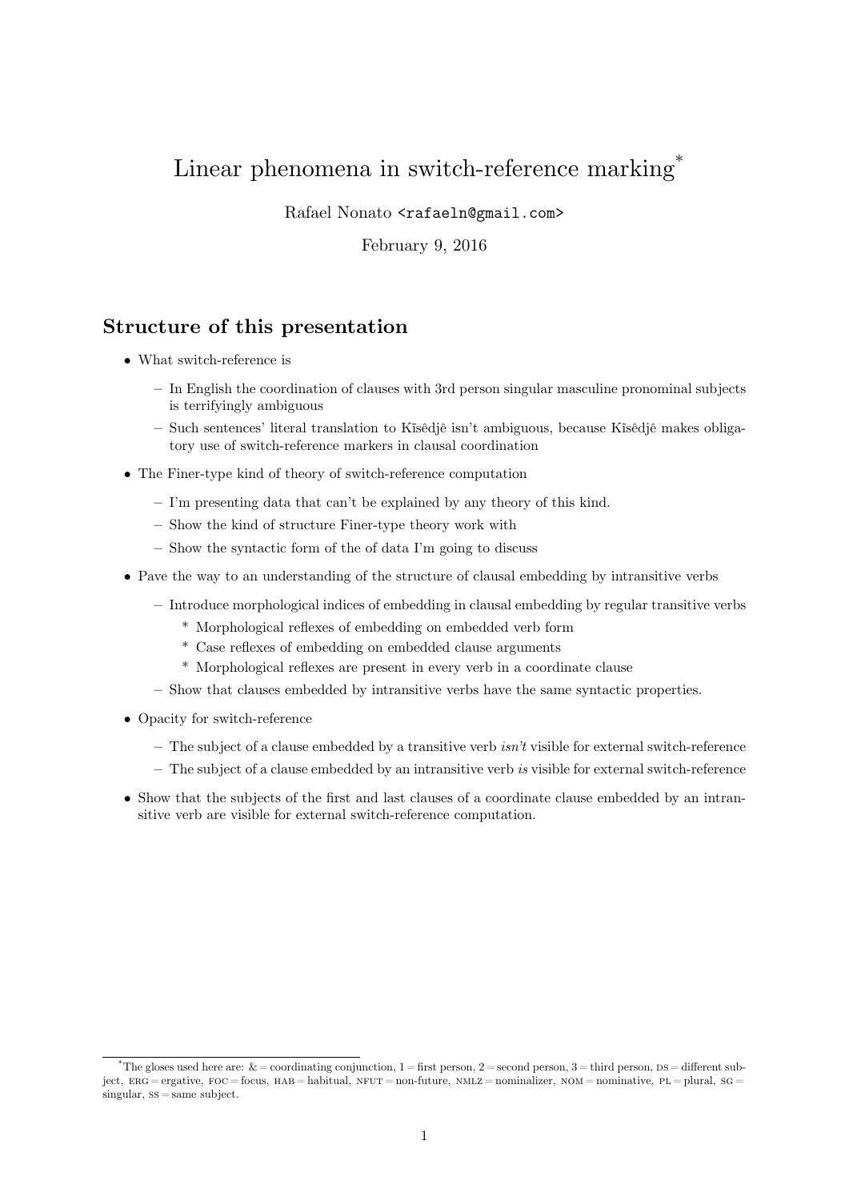# Linear phenomena in switch-reference marking[*]

Rafael Nonato <rafaeln@gmail.com>

February 9, 2016

## Structure of this presentation

- What switch-reference is
  - In English the coordination of clauses with 3rd person singular masculine pronominal subjects is terrifyingly ambiguous
  - Such sentences' literal translation to Kĩsêdjê isn't ambiguous, because Kĩsêdjê makes obligatory use of switch-reference markers in clausal coordination
- The Finer-type kind of theory of switch-reference computation
  - I'm presenting data that can't be explained by any theory of this kind.
  - Show the kind of structure Finer-type theory work with
  - Show the syntactic form of the of data I'm going to discuss
- Pave the way to an understanding of the structure of clausal embedding by intransitive verbs
  - Introduce morphological indices of embedding in clausal embedding by regular transitive verbs
    - Morphological reflexes of embedding on embedded verb form
    - Case reflexes of embedding on embedded clause arguments
    - Morphological reflexes are present in every verb in a coordinate clause
  - Show that clauses embedded by intransitive verbs have the same syntactic properties.
- Opacity for switch-reference
  - The subject of a clause embedded by a transitive verb *isn't* visible for external switch-reference
  - The subject of a clause embedded by an intransitive verb *is* visible for external switch-reference
- Show that the subjects of the first and last clauses of a coordinate clause embedded by an intransitive verb are visible for external switch-reference computation.

[*] The gloses used here are: & = coordinating conjunction, 1 = first person, 2 = second person, 3 = third person, DS = different subject, ERG = ergative, FOC = focus, HAB = habitual, NFUT = non-future, NMLZ = nominalizer, NOM = nominative, PL = plural, SG = singular, SS = same subject.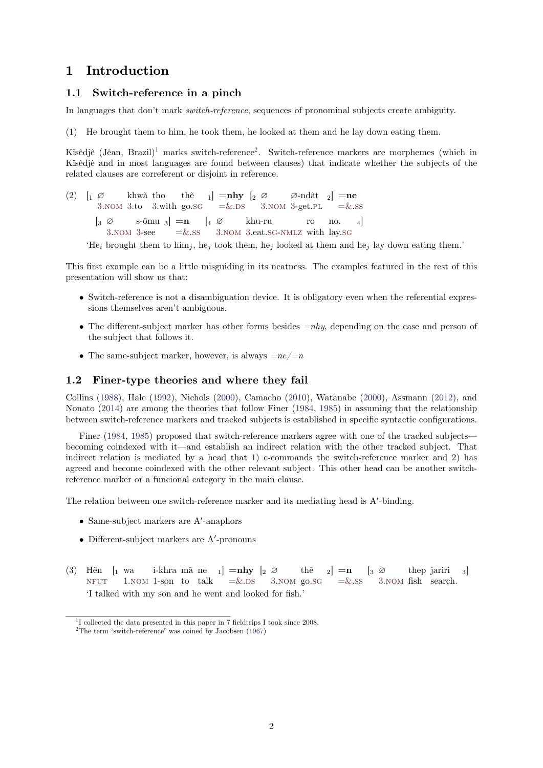# 1 Introduction

## 1.1 Switch-reference in a pinch

In languages that don't mark *switch-reference*, sequences of pronominal subjects create ambiguity.

(1) He brought them to him, he took them, he looked at them and he lay down eating them.

Kĩsêdjê (Jêan, Brazil)[1] marks switch-reference[2]. Switch-reference markers are morphemes (which in Kĩsêdjê and in most languages are found between clauses) that indicate whether the subjects of the related clauses are correferent or disjoint in reference.

(2) [$_1$ ∅ khwã tho thẽ $_1$] =**nhy** [$_2$ ∅ ∅-ndât $_2$] =**ne**
3.NOM 3.to 3.with go.SG =&.DS 3.NOM 3-get.PL =&.SS

[$_3$ ∅ s-õmu $_3$] =**n** [$_4$ ∅ khu-ru ro no. $_4$]
3.NOM 3-see =&.SS 3.NOM 3.eat.SG-NMLZ with lay.SG

'He$_i$ brought them to him$_j$, he$_j$ took them, he$_j$ looked at them and he$_j$ lay down eating them.'

This first example can be a little misguiding in its neatness. The examples featured in the rest of this presentation will show us that:

- Switch-reference is not a disambiguation device. It is obligatory even when the referential expressions themselves aren't ambiguous.
- The different-subject marker has other forms besides *=nhy*, depending on the case and person of the subject that follows it.
- The same-subject marker, however, is always *=ne/=n*

## 1.2 Finer-type theories and where they fail

Collins (1988), Hale (1992), Nichols (2000), Camacho (2010), Watanabe (2000), Assmann (2012), and Nonato (2014) are among the theories that follow Finer (1984, 1985) in assuming that the relationship between switch-reference markers and tracked subjects is established in specific syntactic configurations.

Finer (1984, 1985) proposed that switch-reference markers agree with one of the tracked subjects—becoming coindexed with it—and establish an indirect relation with the other tracked subject. That indirect relation is mediated by a head that 1) c-commands the switch-reference marker and 2) has agreed and become coindexed with the other relevant subject. This other head can be another switch-reference marker or a funcional category in the main clause.

The relation between one switch-reference marker and its mediating head is A′-binding.

- Same-subject markers are A′-anaphors
- Different-subject markers are A′-pronouns

(3) Hẽn [$_1$ wa i-khra mã ne $_1$] =**nhy** [$_2$ ∅ thẽ $_2$] =**n** [$_3$ ∅ thep jariri $_3$]
NFUT 1.NOM 1-son to talk =&.DS 3.NOM go.SG =&.SS 3.NOM fish search.

'I talked with my son and he went and looked for fish.'

[1] I collected the data presented in this paper in 7 fieldtrips I took since 2008.

[2] The term "switch-reference" was coined by Jacobsen (1967)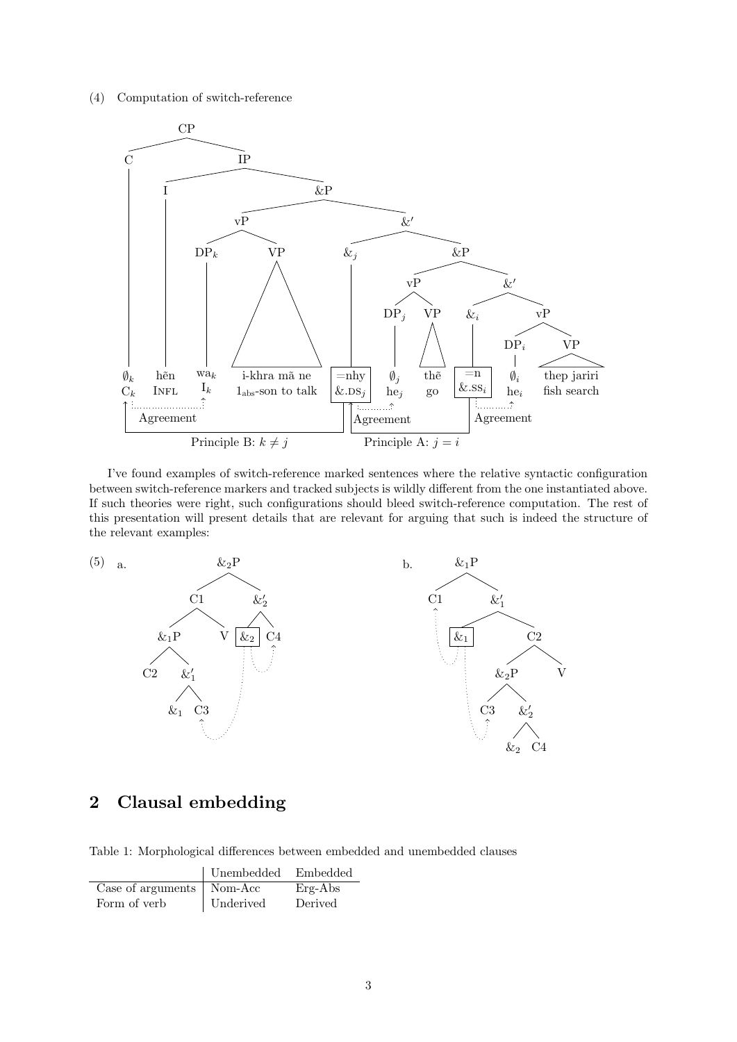(4) Computation of switch-reference

I've found examples of switch-reference marked sentences where the relative syntactic configuration between switch-reference markers and tracked subjects is wildly different from the one instantiated above. If such theories were right, such configurations should bleed switch-reference computation. The rest of this presentation will present details that are relevant for arguing that such is indeed the structure of the relevant examples:

(5) a. b.

## 2 Clausal embedding

Table 1: Morphological differences between embedded and unembedded clauses

| | Unembedded | Embedded |
|---|---|---|
| Case of arguments | Nom-Acc | Erg-Abs |
| Form of verb | Underived | Derived |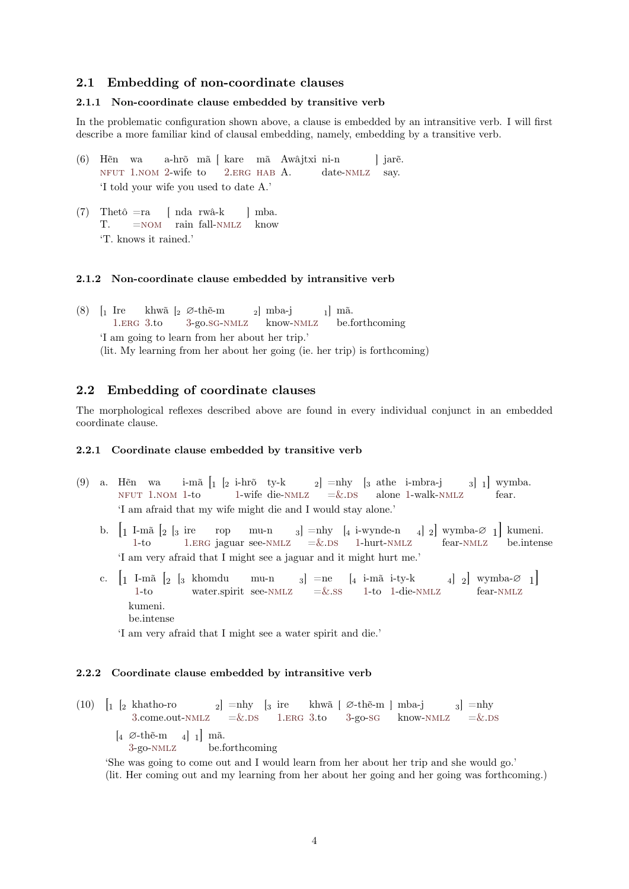## 2.1 Embedding of non-coordinate clauses

### 2.1.1 Non-coordinate clause embedded by transitive verb

In the problematic configuration shown above, a clause is embedded by an intransitive verb. I will first describe a more familiar kind of clausal embedding, namely, embedding by a transitive verb.

(6) Hẽn wa a-hrõ mã [ kare mã Awâjtxi ni-n ] jarẽ.
NFUT 1.NOM 2-wife to 2.ERG HAB A. date-NMLZ say.
'I told your wife you used to date A.'

(7) Thetô =ra [ nda rwâ-k ] mba.
T. =NOM rain fall-NMLZ know
'T. knows it rained.'

### 2.1.2 Non-coordinate clause embedded by intransitive verb

(8) [$_1$ Ire khwã [$_2$ ∅-thẽ-m $_2$] mba-j $_1$] mã.
1.ERG 3.to 3-go.SG-NMLZ know-NMLZ be.forthcoming
'I am going to learn from her about her trip.'
(lit. My learning from her about her going (ie. her trip) is forthcoming)

## 2.2 Embedding of coordinate clauses

The morphological reflexes described above are found in every individual conjunct in an embedded coordinate clause.

### 2.2.1 Coordinate clause embedded by transitive verb

(9) a. Hẽn wa i-mã [$_1$ [$_2$ i-hrõ ty-k $_2$] =nhy [$_3$ athe i-mbra-j $_3$] $_1$] wymba.
NFUT 1.NOM 1-to 1-wife die-NMLZ =&.DS alone 1-walk-NMLZ fear.
'I am afraid that my wife might die and I would stay alone.'

b. [$_1$ I-mã [$_2$ [$_3$ ire rop mu-n $_3$] =nhy [$_4$ i-wynde-n $_4$] $_2$] wymba-∅ $_1$] kumeni.
1-to 1.ERG jaguar see-NMLZ =&.DS 1-hurt-NMLZ fear-NMLZ be.intense
'I am very afraid that I might see a jaguar and it might hurt me.'

c. [$_1$ I-mã [$_2$ [$_3$ khomdu mu-n $_3$] =ne [$_4$ i-mã i-ty-k $_4$] $_2$] wymba-∅ $_1$]
1-to water.spirit see-NMLZ =&.SS 1-to 1-die-NMLZ fear-NMLZ
kumeni.
be.intense
'I am very afraid that I might see a water spirit and die.'

### 2.2.2 Coordinate clause embedded by intransitive verb

(10) [$_1$ [$_2$ khatho-ro $_2$] =nhy [$_3$ ire khwã [ ∅-thẽ-m ] mba-j $_3$] =nhy
3.come.out-NMLZ =&.DS 1.ERG 3.to 3-go-SG know-NMLZ =&.DS
[$_4$ ∅-thẽ-m $_4$] $_1$] mã.
3-go-NMLZ be.forthcoming
'She was going to come out and I would learn from her about her trip and she would go.'
(lit. Her coming out and my learning from her about her going and her going was forthcoming.)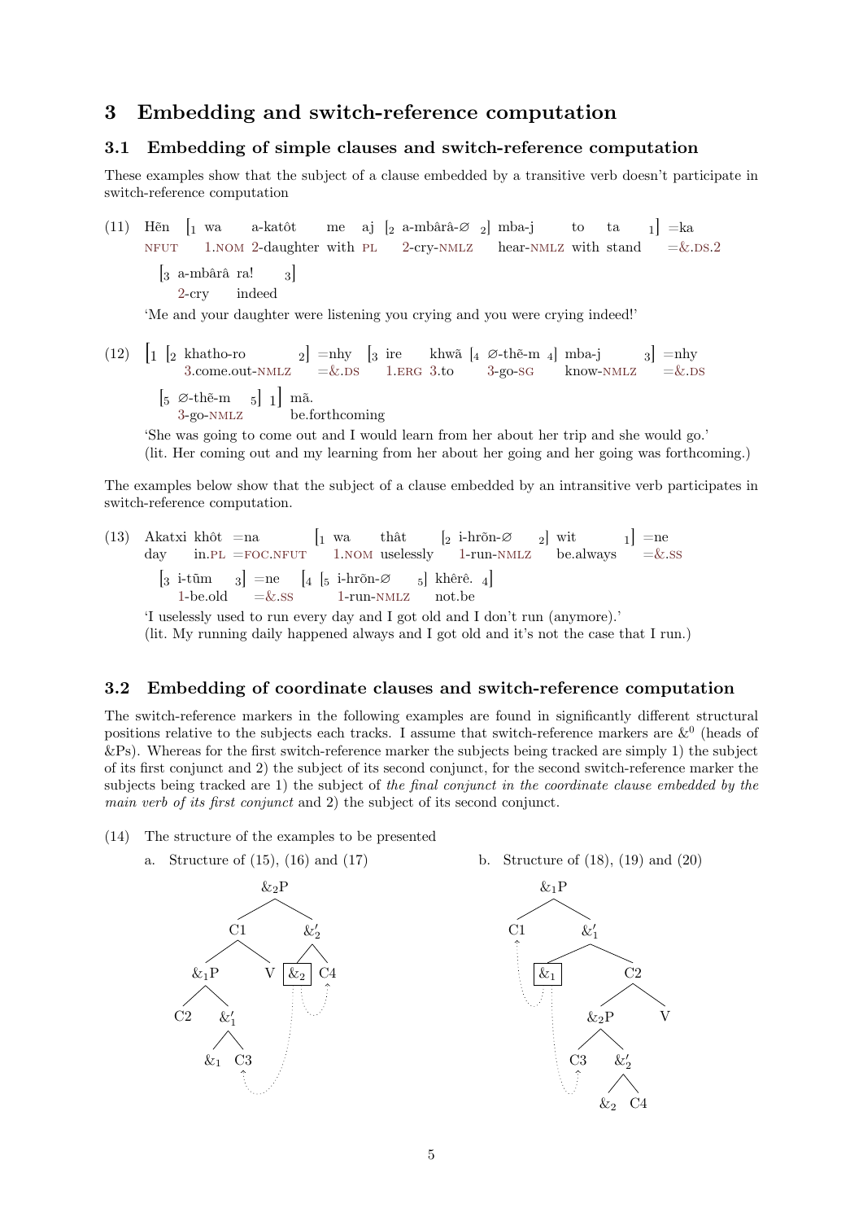## 3 Embedding and switch-reference computation

### 3.1 Embedding of simple clauses and switch-reference computation

These examples show that the subject of a clause embedded by a transitive verb doesn't participate in switch-reference computation

(11) Hẽn [$_1$ wa a-katôt me aj [$_2$ a-mbârâ-∅ $_2$] mba-j to ta $_1$] =ka
NFUT 1.NOM 2-daughter with PL 2-cry-NMLZ hear-NMLZ with stand =&.DS.2

[$_3$ a-mbârâ ra! $_3$]
2-cry indeed

'Me and your daughter were listening you crying and you were crying indeed!'

(12) [$_1$ [$_2$ khatho-ro $_2$] =nhy [$_3$ ire khwã [$_4$ ∅-thẽ-m $_4$] mba-j $_3$] =nhy
3.come.out-NMLZ =&.DS 1.ERG 3.to 3-go-SG know-NMLZ =&.DS

[$_5$ ∅-thẽ-m $_5$] $_1$] mã.
3-go-NMLZ be.forthcoming

'She was going to come out and I would learn from her about her trip and she would go.'
(lit. Her coming out and my learning from her about her going and her going was forthcoming.)

The examples below show that the subject of a clause embedded by an intransitive verb participates in switch-reference computation.

(13) Akatxi khôt =na [$_1$ wa thât [$_2$ i-hrõn-∅ $_2$] wit $_1$] =ne
day in.PL =FOC.NFUT 1.NOM uselessly 1-run-NMLZ be.always =&.SS

[$_3$ i-tũm $_3$] =ne [$_4$ [$_5$ i-hrõn-∅ $_5$] khêrê. $_4$]
1-be.old =&.SS 1-run-NMLZ not.be

'I uselessly used to run every day and I got old and I don't run (anymore).'
(lit. My running daily happened always and I got old and it's not the case that I run.)

### 3.2 Embedding of coordinate clauses and switch-reference computation

The switch-reference markers in the following examples are found in significantly different structural positions relative to the subjects each tracks. I assume that switch-reference markers are $\&^0$ (heads of &Ps). Whereas for the first switch-reference marker the subjects being tracked are simply 1) the subject of its first conjunct and 2) the subject of its second conjunct, for the second switch-reference marker the subjects being tracked are 1) the subject of *the final conjunct in the coordinate clause embedded by the main verb of its first conjunct* and 2) the subject of its second conjunct.

(14) The structure of the examples to be presented

a. Structure of (15), (16) and (17)

[$_{\&_2\text{P}}$ [$_{\text{C1}}$ [$_{\&_1\text{P}}$ C2 [$_{\&_1'}$ $\&_1$ C3 ] ] V ] [$_{\&_2'}$ $\&_2$ C4 ] ] — with the boxed $\&_2$ linked by dotted arrows to C3 and C4

b. Structure of (18), (19) and (20)

[$_{\&_1\text{P}}$ C1 [$_{\&_1'}$ $\&_1$ [$_{\text{C2}}$ [$_{\&_2\text{P}}$ C3 [$_{\&_2'}$ $\&_2$ C4 ] ] V ] ] ] — with the boxed $\&_1$ linked by dotted arrows to C1 and C3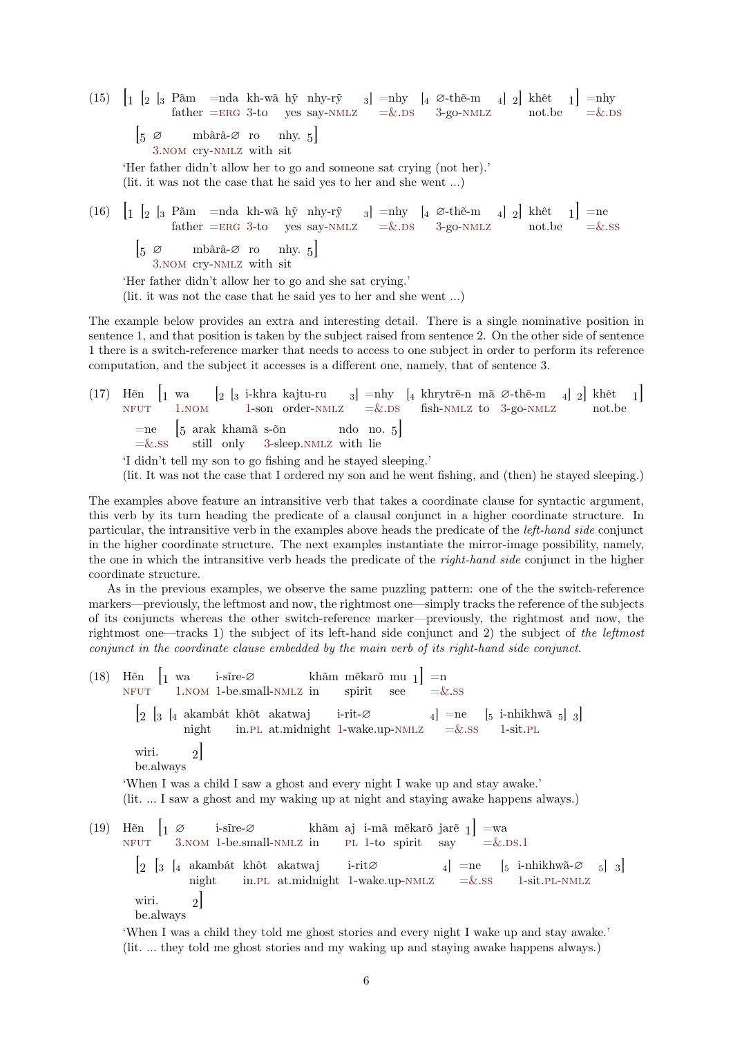(15) [$_1$ [$_2$ [$_3$ Pãm =nda kh-wã hỹ nhy-rỹ $_3$] =nhy [$_4$ ∅-thẽ-m $_4$] $_2$] khêt $_1$] =nhy
father =ERG 3-to yes say-NMLZ =&.DS 3-go-NMLZ not.be =&.DS

[$_5$ ∅ mbârâ-∅ ro nhy. $_5$]
3.NOM cry-NMLZ with sit

'Her father didn't allow her to go and someone sat crying (not her).'
(lit. it was not the case that he said yes to her and she went ...)

(16) [$_1$ [$_2$ [$_3$ Pãm =nda kh-wã hỹ nhy-rỹ $_3$] =nhy [$_4$ ∅-thẽ-m $_4$] $_2$] khêt $_1$] =ne
father =ERG 3-to yes say-NMLZ =&.DS 3-go-NMLZ not.be =&.SS

[$_5$ ∅ mbârâ-∅ ro nhy. $_5$]
3.NOM cry-NMLZ with sit

'Her father didn't allow her to go and she sat crying.'
(lit. it was not the case that he said yes to her and she went ...)

The example below provides an extra and interesting detail. There is a single nominative position in sentence 1, and that position is taken by the subject raised from sentence 2. On the other side of sentence 1 there is a switch-reference marker that needs to access to one subject in order to perform its reference computation, and the subject it accesses is a different one, namely, that of sentence 3.

(17) Hẽn [$_1$ wa [$_2$ [$_3$ i-khra kajtu-ru $_3$] =nhy [$_4$ khrytrẽ-n mã ∅-thẽ-m $_4$] $_2$] khêt $_1$]
NFUT 1.NOM 1-son order-NMLZ =&.DS fish-NMLZ to 3-go-NMLZ not.be

=ne [$_5$ arak khamã s-õn ndo no. $_5$]
=&.SS still only 3-sleep.NMLZ with lie

'I didn't tell my son to go fishing and he stayed sleeping.'
(lit. It was not the case that I ordered my son and he went fishing, and (then) he stayed sleeping.)

The examples above feature an intransitive verb that takes a coordinate clause for syntactic argument, this verb by its turn heading the predicate of a clausal conjunct in a higher coordinate structure. In particular, the intransitive verb in the examples above heads the predicate of the *left-hand side* conjunct in the higher coordinate structure. The next examples instantiate the mirror-image possibility, namely, the one in which the intransitive verb heads the predicate of the *right-hand side* conjunct in the higher coordinate structure.

As in the previous examples, we observe the same puzzling pattern: one of the the switch-reference markers—previously, the leftmost one and now, the rightmost one—simply tracks the reference of the subjects of its conjuncts whereas the other switch-reference marker—previously, the rightmost and now, the rightmost one—tracks 1) the subject of its left-hand side conjunct and 2) the subject of *the leftmost conjunct in the coordinate clause embedded by the main verb of its right-hand side conjunct.*

(18) Hẽn [$_1$ wa i-sĩre-∅ khãm mẽkarõ mu $_1$] =n
NFUT 1.NOM 1-be.small-NMLZ in spirit see =&.SS

[$_2$ [$_3$ [$_4$ akambát khôt akatwaj i-rit-∅ $_4$] =ne [$_5$ i-nhikhwã $_5$] $_3$]
night in.PL at.midnight 1-wake.up-NMLZ =&.SS 1-sit.PL

wiri. $_2$]
be.always

'When I was a child I saw a ghost and every night I wake up and stay awake.'
(lit. ... I saw a ghost and my waking up at night and staying awake happens always.)

(19) Hẽn [$_1$ ∅ i-sĩre-∅ khãm aj i-mã mẽkarõ jarẽ $_1$] =wa
NFUT 3.NOM 1-be.small-NMLZ in PL 1-to spirit say =&.DS.1

[$_2$ [$_3$ [$_4$ akambát khôt akatwaj i-rit∅ $_4$] =ne [$_5$ i-nhikhwã-∅ $_5$] $_3$]
night in.PL at.midnight 1-wake.up-NMLZ =&.SS 1-sit.PL-NMLZ

wiri. $_2$]
be.always

'When I was a child they told me ghost stories and every night I wake up and stay awake.'
(lit. ... they told me ghost stories and my waking up and staying awake happens always.)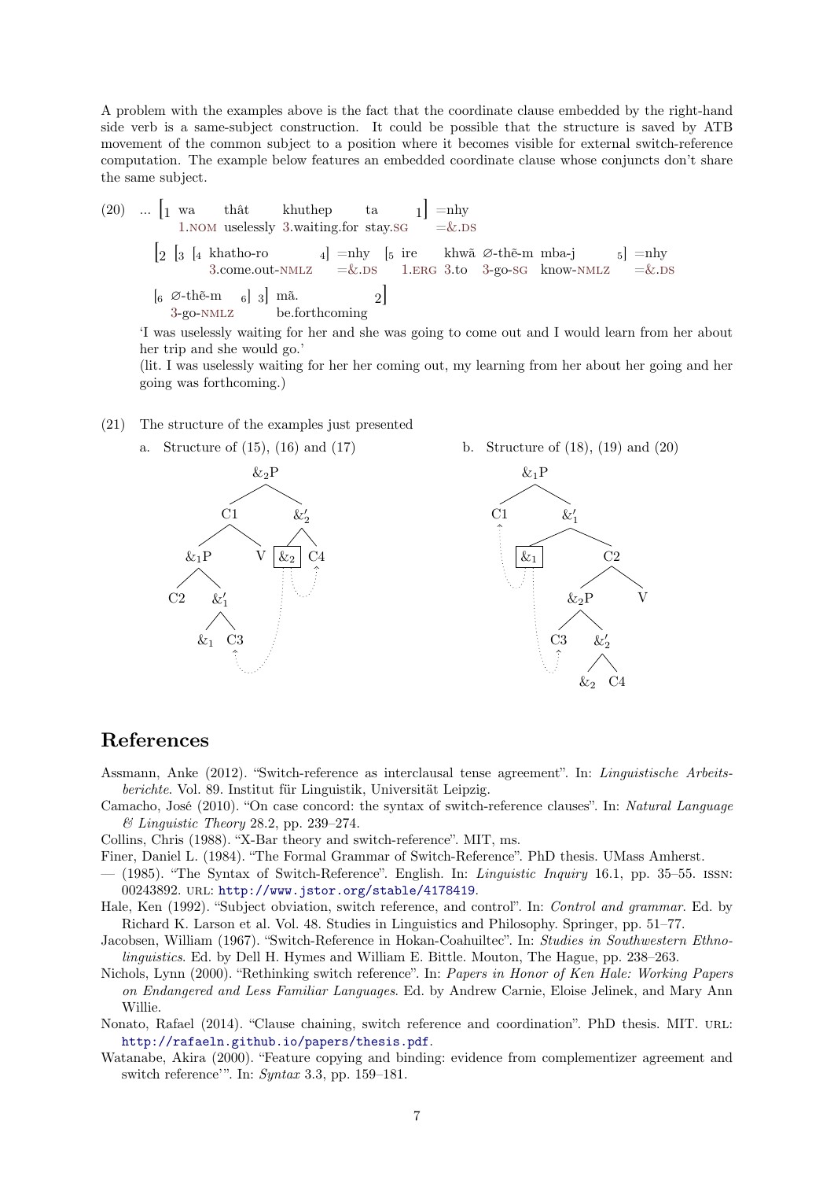A problem with the examples above is the fact that the coordinate clause embedded by the right-hand side verb is a same-subject construction. It could be possible that the structure is saved by ATB movement of the common subject to a position where it becomes visible for external switch-reference computation. The example below features an embedded coordinate clause whose conjuncts don't share the same subject.

(20) ... [$_1$ wa thât khuthep ta $_1$] =nhy
1.NOM uselessly 3.waiting.for stay.SG =&.DS

[$_2$ [$_3$ [$_4$ khatho-ro $_4$] =nhy [$_5$ ire khwã ∅-thẽ-m mba-j $_5$] =nhy
3.come.out-NMLZ =&.DS 1.ERG 3.to 3-go-SG know-NMLZ =&.DS

[$_6$ ∅-thẽ-m $_6$] $_3$] mã. $_2$]
3-go-NMLZ be.forthcoming

'I was uselessly waiting for her and she was going to come out and I would learn from her about her trip and she would go.'
(lit. I was uselessly waiting for her her coming out, my learning from her about her going and her going was forthcoming.)

(21) The structure of the examples just presented

a. Structure of (15), (16) and (17)

$\&_2$P
C1 $\&'_2$
$\&_1$P V $\&_2$ C4
C2 $\&'_1$
$\&_1$ C3

b. Structure of (18), (19) and (20)

$\&_1$P
C1 $\&'_1$
$\&_1$ C2
$\&_2$P V
C3 $\&'_2$
$\&_2$ C4

# References

Assmann, Anke (2012). "Switch-reference as interclausal tense agreement". In: *Linguistische Arbeitsberichte*. Vol. 89. Institut für Linguistik, Universität Leipzig.

Camacho, José (2010). "On case concord: the syntax of switch-reference clauses". In: *Natural Language & Linguistic Theory* 28.2, pp. 239–274.

Collins, Chris (1988). "X-Bar theory and switch-reference". MIT, ms.

Finer, Daniel L. (1984). "The Formal Grammar of Switch-Reference". PhD thesis. UMass Amherst.

— (1985). "The Syntax of Switch-Reference". English. In: *Linguistic Inquiry* 16.1, pp. 35–55. ISSN: 00243892. URL: http://www.jstor.org/stable/4178419.

Hale, Ken (1992). "Subject obviation, switch reference, and control". In: *Control and grammar*. Ed. by Richard K. Larson et al. Vol. 48. Studies in Linguistics and Philosophy. Springer, pp. 51–77.

Jacobsen, William (1967). "Switch-Reference in Hokan-Coahuiltec". In: *Studies in Southwestern Ethnolinguistics*. Ed. by Dell H. Hymes and William E. Bittle. Mouton, The Hague, pp. 238–263.

Nichols, Lynn (2000). "Rethinking switch reference". In: *Papers in Honor of Ken Hale: Working Papers on Endangered and Less Familiar Languages*. Ed. by Andrew Carnie, Eloise Jelinek, and Mary Ann Willie.

Nonato, Rafael (2014). "Clause chaining, switch reference and coordination". PhD thesis. MIT. URL: http://rafaeln.github.io/papers/thesis.pdf.

Watanabe, Akira (2000). "Feature copying and binding: evidence from complementizer agreement and switch reference'". In: *Syntax* 3.3, pp. 159–181.